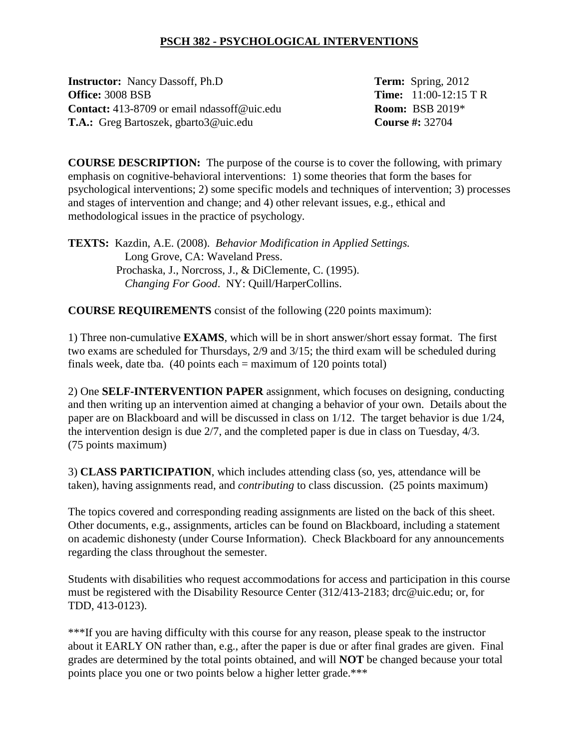# PSCH 382 - PSYCHOLOGICAL INTERVENTIONS

**Instructor:** Nancy Dassoff, Ph.D
**Office:** 3008 BSB
**Contact:** 413-8709 or email ndassoff@uic.edu
**T.A.:** Greg Bartoszek, gbarto3@uic.edu

**Term:** Spring, 2012
**Time:** 11:00-12:15 T R
**Room:** BSB 2019*
**Course #:** 32704

**COURSE DESCRIPTION:** The purpose of the course is to cover the following, with primary emphasis on cognitive-behavioral interventions: 1) some theories that form the bases for psychological interventions; 2) some specific models and techniques of intervention; 3) processes and stages of intervention and change; and 4) other relevant issues, e.g., ethical and methodological issues in the practice of psychology.

**TEXTS:** Kazdin, A.E. (2008). *Behavior Modification in Applied Settings.* Long Grove, CA: Waveland Press.
Prochaska, J., Norcross, J., & DiClemente, C. (1995). *Changing For Good*. NY: Quill/HarperCollins.

**COURSE REQUIREMENTS** consist of the following (220 points maximum):

1) Three non-cumulative **EXAMS**, which will be in short answer/short essay format. The first two exams are scheduled for Thursdays, 2/9 and 3/15; the third exam will be scheduled during finals week, date tba. (40 points each = maximum of 120 points total)

2) One **SELF-INTERVENTION PAPER** assignment, which focuses on designing, conducting and then writing up an intervention aimed at changing a behavior of your own. Details about the paper are on Blackboard and will be discussed in class on 1/12. The target behavior is due 1/24, the intervention design is due 2/7, and the completed paper is due in class on Tuesday, 4/3. (75 points maximum)

3) **CLASS PARTICIPATION**, which includes attending class (so, yes, attendance will be taken), having assignments read, and *contributing* to class discussion. (25 points maximum)

The topics covered and corresponding reading assignments are listed on the back of this sheet. Other documents, e.g., assignments, articles can be found on Blackboard, including a statement on academic dishonesty (under Course Information). Check Blackboard for any announcements regarding the class throughout the semester.

Students with disabilities who request accommodations for access and participation in this course must be registered with the Disability Resource Center (312/413-2183; drc@uic.edu; or, for TDD, 413-0123).

***If you are having difficulty with this course for any reason, please speak to the instructor about it EARLY ON rather than, e.g., after the paper is due or after final grades are given. Final grades are determined by the total points obtained, and will **NOT** be changed because your total points place you one or two points below a higher letter grade.***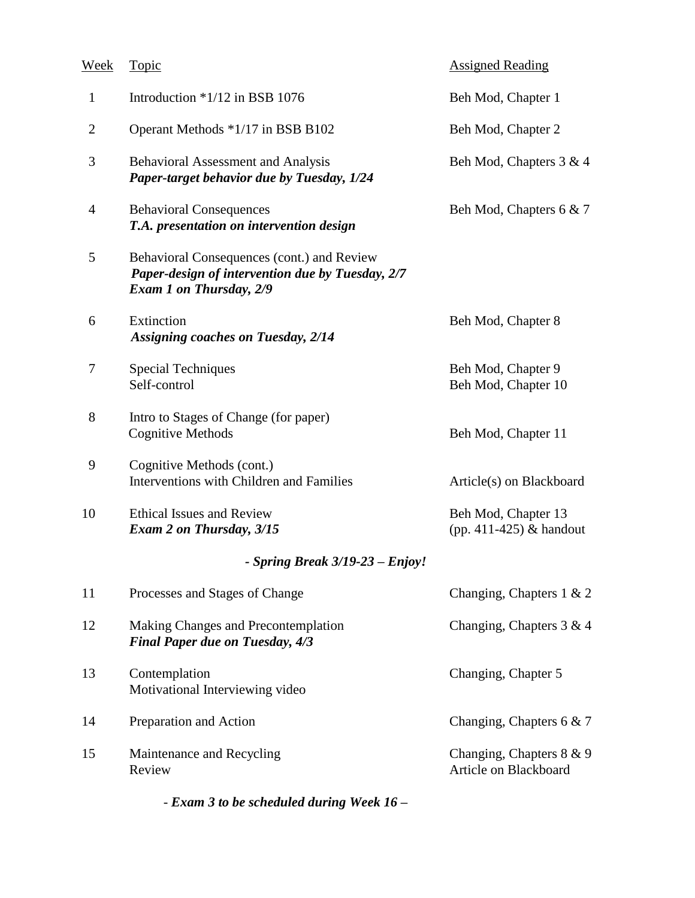| Week | Topic | Assigned Reading |
| --- | --- | --- |
| 1 | Introduction *1/12 in BSB 1076 | Beh Mod, Chapter 1 |
| 2 | Operant Methods *1/17 in BSB B102 | Beh Mod, Chapter 2 |
| 3 | Behavioral Assessment and Analysis<br>***Paper-target behavior due by Tuesday, 1/24*** | Beh Mod, Chapters 3 & 4 |
| 4 | Behavioral Consequences<br>***T.A. presentation on intervention design*** | Beh Mod, Chapters 6 & 7 |
| 5 | Behavioral Consequences (cont.) and Review<br>***Paper-design of intervention due by Tuesday, 2/7***<br>***Exam 1 on Thursday, 2/9*** | |
| 6 | Extinction<br>***Assigning coaches on Tuesday, 2/14*** | Beh Mod, Chapter 8 |
| 7 | Special Techniques<br>Self-control | Beh Mod, Chapter 9<br>Beh Mod, Chapter 10 |
| 8 | Intro to Stages of Change (for paper)<br>Cognitive Methods | Beh Mod, Chapter 11 |
| 9 | Cognitive Methods (cont.)<br>Interventions with Children and Families | Article(s) on Blackboard |
| 10 | Ethical Issues and Review<br>***Exam 2 on Thursday, 3/15*** | Beh Mod, Chapter 13<br>(pp. 411-425) & handout |
| | ***- Spring Break 3/19-23 – Enjoy!*** | |
| 11 | Processes and Stages of Change | Changing, Chapters 1 & 2 |
| 12 | Making Changes and Precontemplation<br>***Final Paper due on Tuesday, 4/3*** | Changing, Chapters 3 & 4 |
| 13 | Contemplation<br>Motivational Interviewing video | Changing, Chapter 5 |
| 14 | Preparation and Action | Changing, Chapters 6 & 7 |
| 15 | Maintenance and Recycling<br>Review | Changing, Chapters 8 & 9<br>Article on Blackboard |

*- Exam 3 to be scheduled during Week 16 –*